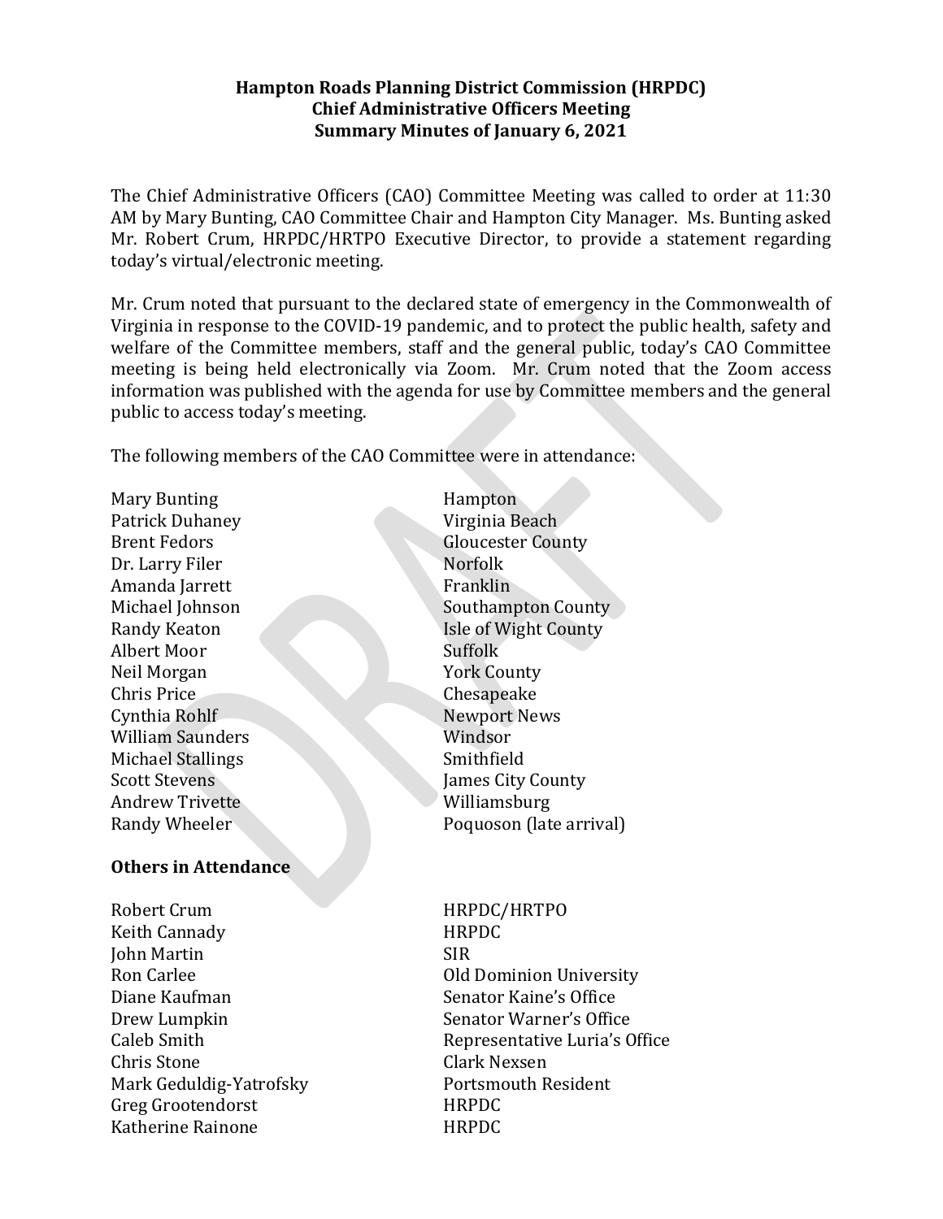**Hampton Roads Planning District Commission (HRPDC)**
**Chief Administrative Officers Meeting**
**Summary Minutes of January 6, 2021**

The Chief Administrative Officers (CAO) Committee Meeting was called to order at 11:30 AM by Mary Bunting, CAO Committee Chair and Hampton City Manager. Ms. Bunting asked Mr. Robert Crum, HRPDC/HRTPO Executive Director, to provide a statement regarding today's virtual/electronic meeting.

Mr. Crum noted that pursuant to the declared state of emergency in the Commonwealth of Virginia in response to the COVID-19 pandemic, and to protect the public health, safety and welfare of the Committee members, staff and the general public, today's CAO Committee meeting is being held electronically via Zoom. Mr. Crum noted that the Zoom access information was published with the agenda for use by Committee members and the general public to access today's meeting.

The following members of the CAO Committee were in attendance:

| | |
|---|---|
| Mary Bunting | Hampton |
| Patrick Duhaney | Virginia Beach |
| Brent Fedors | Gloucester County |
| Dr. Larry Filer | Norfolk |
| Amanda Jarrett | Franklin |
| Michael Johnson | Southampton County |
| Randy Keaton | Isle of Wight County |
| Albert Moor | Suffolk |
| Neil Morgan | York County |
| Chris Price | Chesapeake |
| Cynthia Rohlf | Newport News |
| William Saunders | Windsor |
| Michael Stallings | Smithfield |
| Scott Stevens | James City County |
| Andrew Trivette | Williamsburg |
| Randy Wheeler | Poquoson (late arrival) |

**Others in Attendance**

| | |
|---|---|
| Robert Crum | HRPDC/HRTPO |
| Keith Cannady | HRPDC |
| John Martin | SIR |
| Ron Carlee | Old Dominion University |
| Diane Kaufman | Senator Kaine's Office |
| Drew Lumpkin | Senator Warner's Office |
| Caleb Smith | Representative Luria's Office |
| Chris Stone | Clark Nexsen |
| Mark Geduldig-Yatrofsky | Portsmouth Resident |
| Greg Grootendorst | HRPDC |
| Katherine Rainone | HRPDC |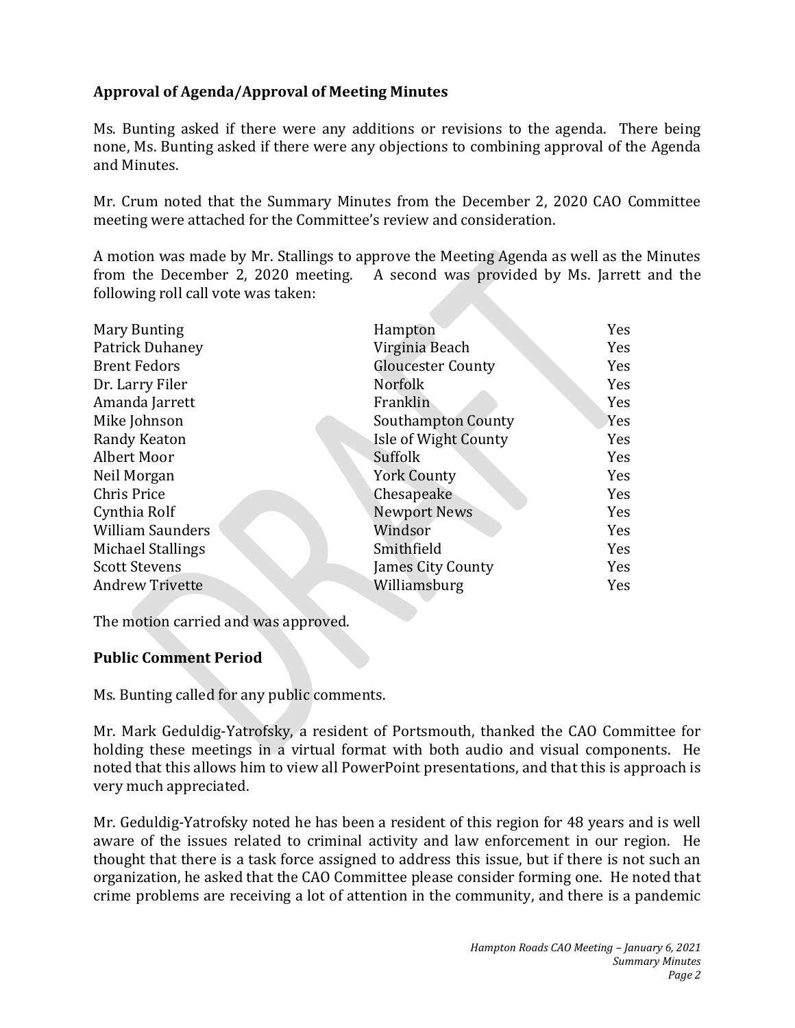## Approval of Agenda/Approval of Meeting Minutes

Ms. Bunting asked if there were any additions or revisions to the agenda. There being none, Ms. Bunting asked if there were any objections to combining approval of the Agenda and Minutes.

Mr. Crum noted that the Summary Minutes from the December 2, 2020 CAO Committee meeting were attached for the Committee's review and consideration.

A motion was made by Mr. Stallings to approve the Meeting Agenda as well as the Minutes from the December 2, 2020 meeting. A second was provided by Ms. Jarrett and the following roll call vote was taken:

| | | |
|---|---|---|
| Mary Bunting | Hampton | Yes |
| Patrick Duhaney | Virginia Beach | Yes |
| Brent Fedors | Gloucester County | Yes |
| Dr. Larry Filer | Norfolk | Yes |
| Amanda Jarrett | Franklin | Yes |
| Mike Johnson | Southampton County | Yes |
| Randy Keaton | Isle of Wight County | Yes |
| Albert Moor | Suffolk | Yes |
| Neil Morgan | York County | Yes |
| Chris Price | Chesapeake | Yes |
| Cynthia Rolf | Newport News | Yes |
| William Saunders | Windsor | Yes |
| Michael Stallings | Smithfield | Yes |
| Scott Stevens | James City County | Yes |
| Andrew Trivette | Williamsburg | Yes |

The motion carried and was approved.

## Public Comment Period

Ms. Bunting called for any public comments.

Mr. Mark Geduldig-Yatrofsky, a resident of Portsmouth, thanked the CAO Committee for holding these meetings in a virtual format with both audio and visual components. He noted that this allows him to view all PowerPoint presentations, and that this is approach is very much appreciated.

Mr. Geduldig-Yatrofsky noted he has been a resident of this region for 48 years and is well aware of the issues related to criminal activity and law enforcement in our region. He thought that there is a task force assigned to address this issue, but if there is not such an organization, he asked that the CAO Committee please consider forming one. He noted that crime problems are receiving a lot of attention in the community, and there is a pandemic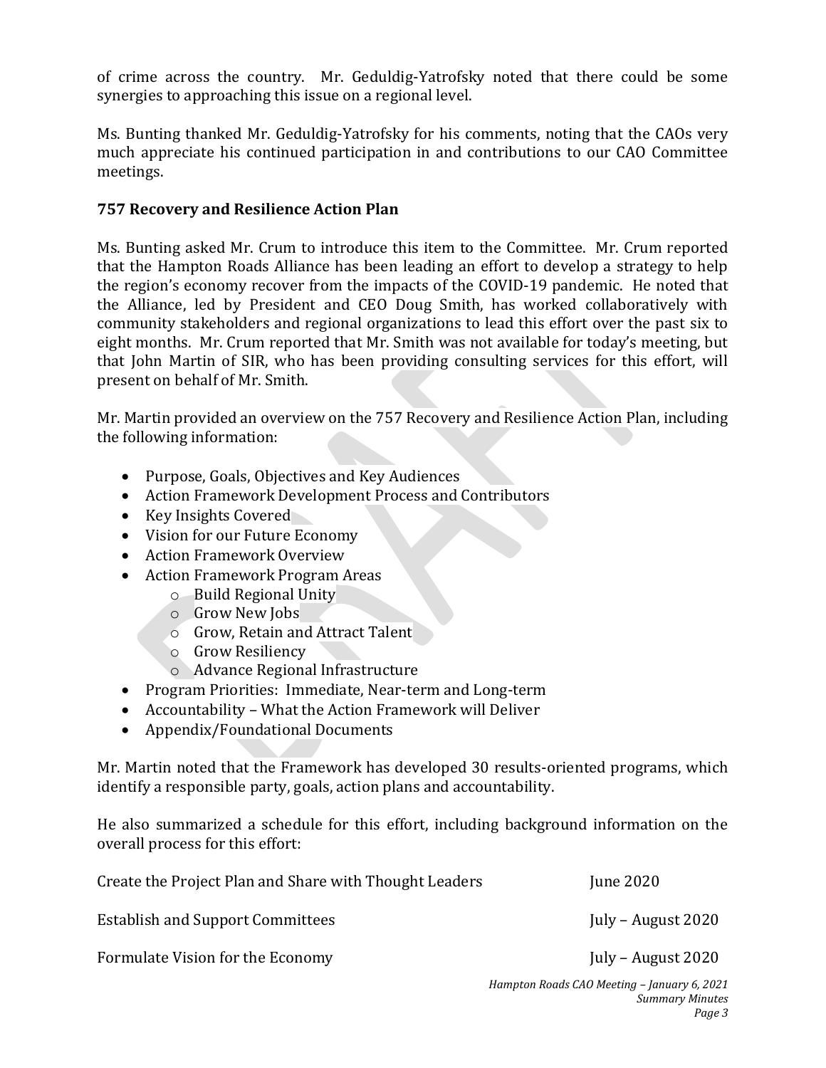of crime across the country. Mr. Geduldig-Yatrofsky noted that there could be some synergies to approaching this issue on a regional level.

Ms. Bunting thanked Mr. Geduldig-Yatrofsky for his comments, noting that the CAOs very much appreciate his continued participation in and contributions to our CAO Committee meetings.

**757 Recovery and Resilience Action Plan**

Ms. Bunting asked Mr. Crum to introduce this item to the Committee. Mr. Crum reported that the Hampton Roads Alliance has been leading an effort to develop a strategy to help the region's economy recover from the impacts of the COVID-19 pandemic. He noted that the Alliance, led by President and CEO Doug Smith, has worked collaboratively with community stakeholders and regional organizations to lead this effort over the past six to eight months. Mr. Crum reported that Mr. Smith was not available for today's meeting, but that John Martin of SIR, who has been providing consulting services for this effort, will present on behalf of Mr. Smith.

Mr. Martin provided an overview on the 757 Recovery and Resilience Action Plan, including the following information:

- Purpose, Goals, Objectives and Key Audiences
- Action Framework Development Process and Contributors
- Key Insights Covered
- Vision for our Future Economy
- Action Framework Overview
- Action Framework Program Areas
  - Build Regional Unity
  - Grow New Jobs
  - Grow, Retain and Attract Talent
  - Grow Resiliency
  - Advance Regional Infrastructure
- Program Priorities: Immediate, Near-term and Long-term
- Accountability – What the Action Framework will Deliver
- Appendix/Foundational Documents

Mr. Martin noted that the Framework has developed 30 results-oriented programs, which identify a responsible party, goals, action plans and accountability.

He also summarized a schedule for this effort, including background information on the overall process for this effort:

| | |
|---|---|
| Create the Project Plan and Share with Thought Leaders | June 2020 |
| Establish and Support Committees | July – August 2020 |
| Formulate Vision for the Economy | July – August 2020 |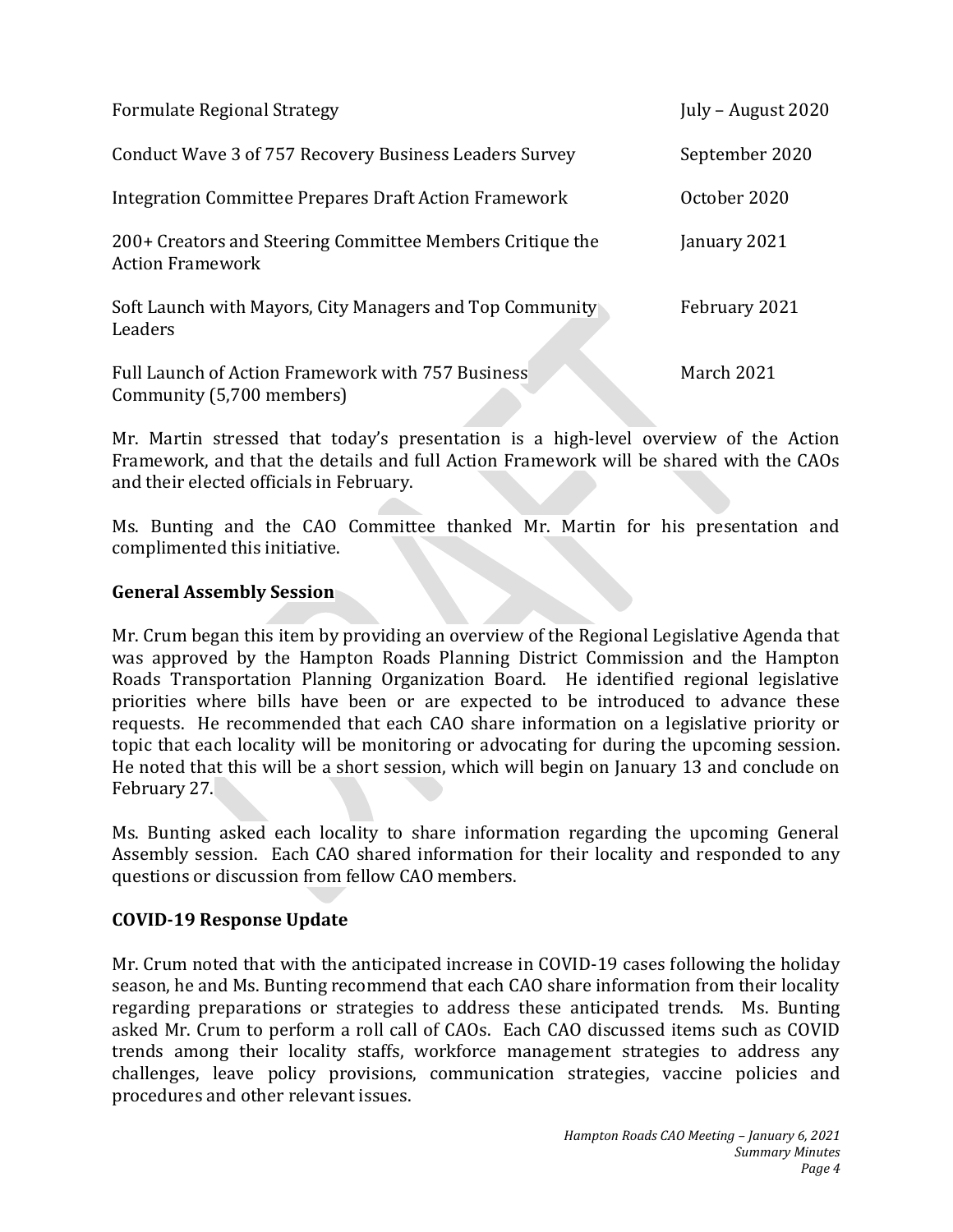| | |
|---|---|
| Formulate Regional Strategy | July – August 2020 |
| Conduct Wave 3 of 757 Recovery Business Leaders Survey | September 2020 |
| Integration Committee Prepares Draft Action Framework | October 2020 |
| 200+ Creators and Steering Committee Members Critique the Action Framework | January 2021 |
| Soft Launch with Mayors, City Managers and Top Community Leaders | February 2021 |
| Full Launch of Action Framework with 757 Business Community (5,700 members) | March 2021 |

Mr. Martin stressed that today's presentation is a high-level overview of the Action Framework, and that the details and full Action Framework will be shared with the CAOs and their elected officials in February.

Ms. Bunting and the CAO Committee thanked Mr. Martin for his presentation and complimented this initiative.

## General Assembly Session

Mr. Crum began this item by providing an overview of the Regional Legislative Agenda that was approved by the Hampton Roads Planning District Commission and the Hampton Roads Transportation Planning Organization Board. He identified regional legislative priorities where bills have been or are expected to be introduced to advance these requests. He recommended that each CAO share information on a legislative priority or topic that each locality will be monitoring or advocating for during the upcoming session. He noted that this will be a short session, which will begin on January 13 and conclude on February 27.

Ms. Bunting asked each locality to share information regarding the upcoming General Assembly session. Each CAO shared information for their locality and responded to any questions or discussion from fellow CAO members.

## COVID-19 Response Update

Mr. Crum noted that with the anticipated increase in COVID-19 cases following the holiday season, he and Ms. Bunting recommend that each CAO share information from their locality regarding preparations or strategies to address these anticipated trends. Ms. Bunting asked Mr. Crum to perform a roll call of CAOs. Each CAO discussed items such as COVID trends among their locality staffs, workforce management strategies to address any challenges, leave policy provisions, communication strategies, vaccine policies and procedures and other relevant issues.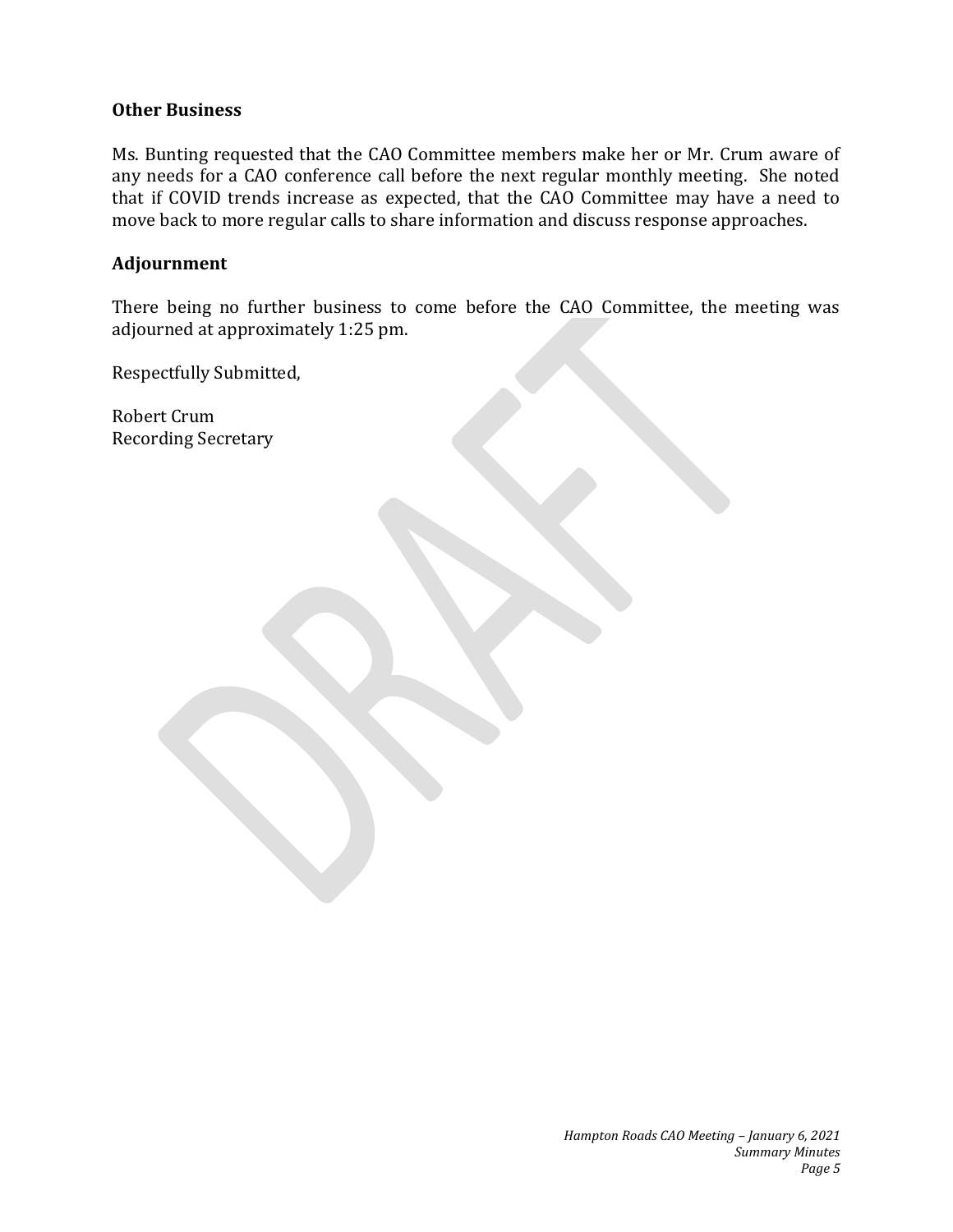## Other Business

Ms. Bunting requested that the CAO Committee members make her or Mr. Crum aware of any needs for a CAO conference call before the next regular monthly meeting. She noted that if COVID trends increase as expected, that the CAO Committee may have a need to move back to more regular calls to share information and discuss response approaches.

## Adjournment

There being no further business to come before the CAO Committee, the meeting was adjourned at approximately 1:25 pm.

Respectfully Submitted,

Robert Crum
Recording Secretary